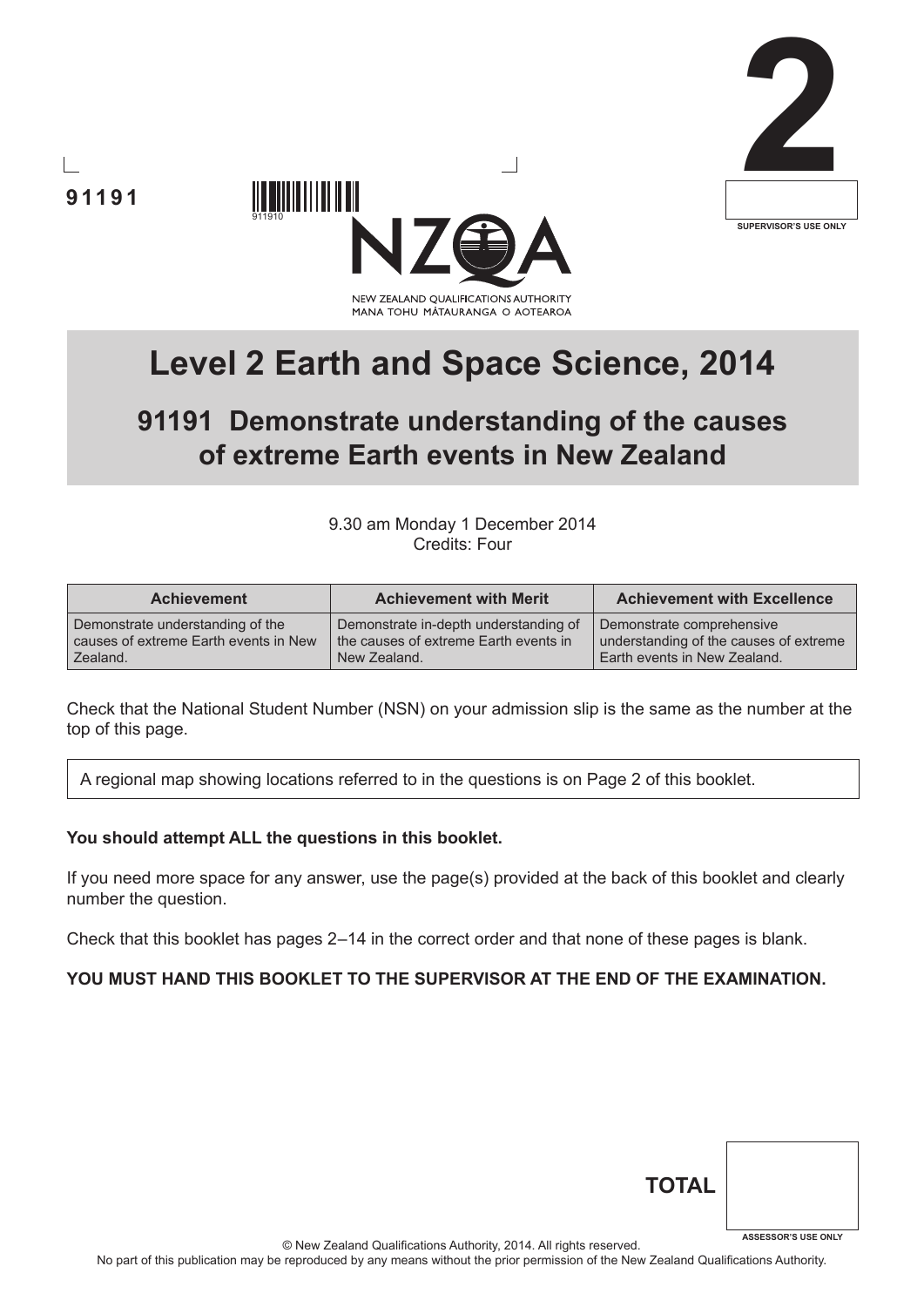91191

911910

**2**

SUPERVISOR'S USE ONLY

NZQA

NEW ZEALAND QUALIFICATIONS AUTHORITY
MANA TOHU MĀTAURANGA O AOTEAROA

# Level 2 Earth and Space Science, 2014

## 91191 Demonstrate understanding of the causes of extreme Earth events in New Zealand

9.30 am Monday 1 December 2014
Credits: Four

| Achievement | Achievement with Merit | Achievement with Excellence |
|---|---|---|
| Demonstrate understanding of the causes of extreme Earth events in New Zealand. | Demonstrate in-depth understanding of the causes of extreme Earth events in New Zealand. | Demonstrate comprehensive understanding of the causes of extreme Earth events in New Zealand. |

Check that the National Student Number (NSN) on your admission slip is the same as the number at the top of this page.

A regional map showing locations referred to in the questions is on Page 2 of this booklet.

**You should attempt ALL the questions in this booklet.**

If you need more space for any answer, use the page(s) provided at the back of this booklet and clearly number the question.

Check that this booklet has pages 2–14 in the correct order and that none of these pages is blank.

**YOU MUST HAND THIS BOOKLET TO THE SUPERVISOR AT THE END OF THE EXAMINATION.**

**TOTAL**

ASSESSOR'S USE ONLY

© New Zealand Qualifications Authority, 2014. All rights reserved.
No part of this publication may be reproduced by any means without the prior permission of the New Zealand Qualifications Authority.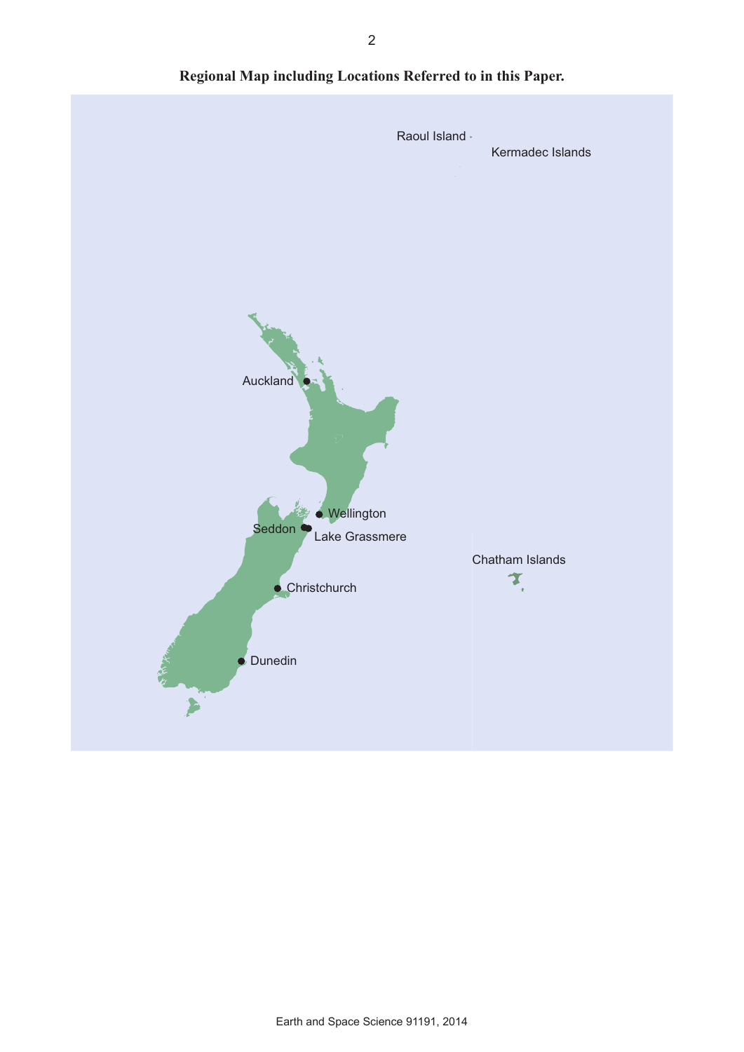**Regional Map including Locations Referred to in this Paper.**

Raoul Island

Kermadec Islands

Auckland

Wellington

Seddon

Lake Grassmere

Chatham Islands

Christchurch

Dunedin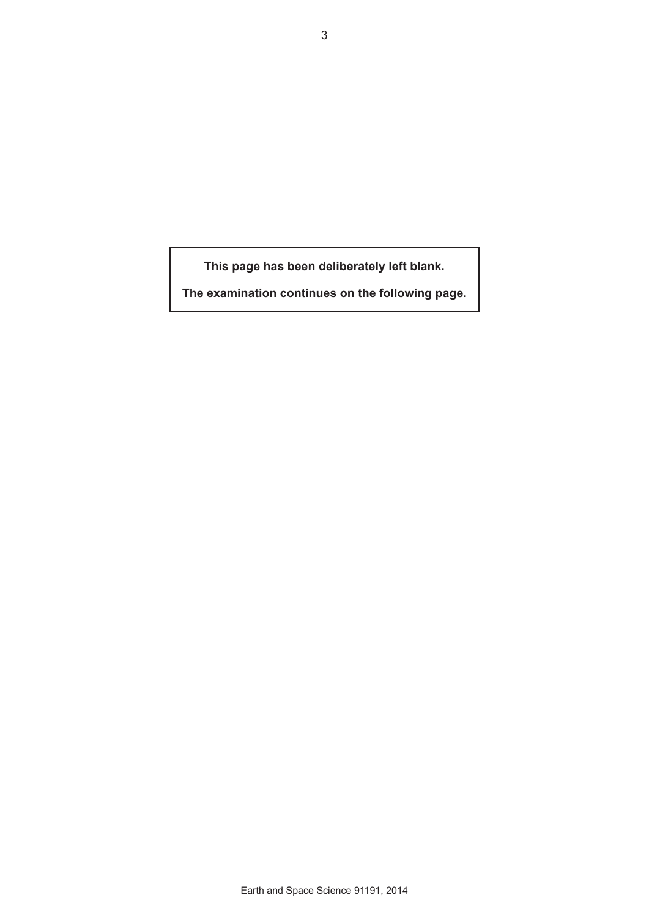**This page has been deliberately left blank.**

**The examination continues on the following page.**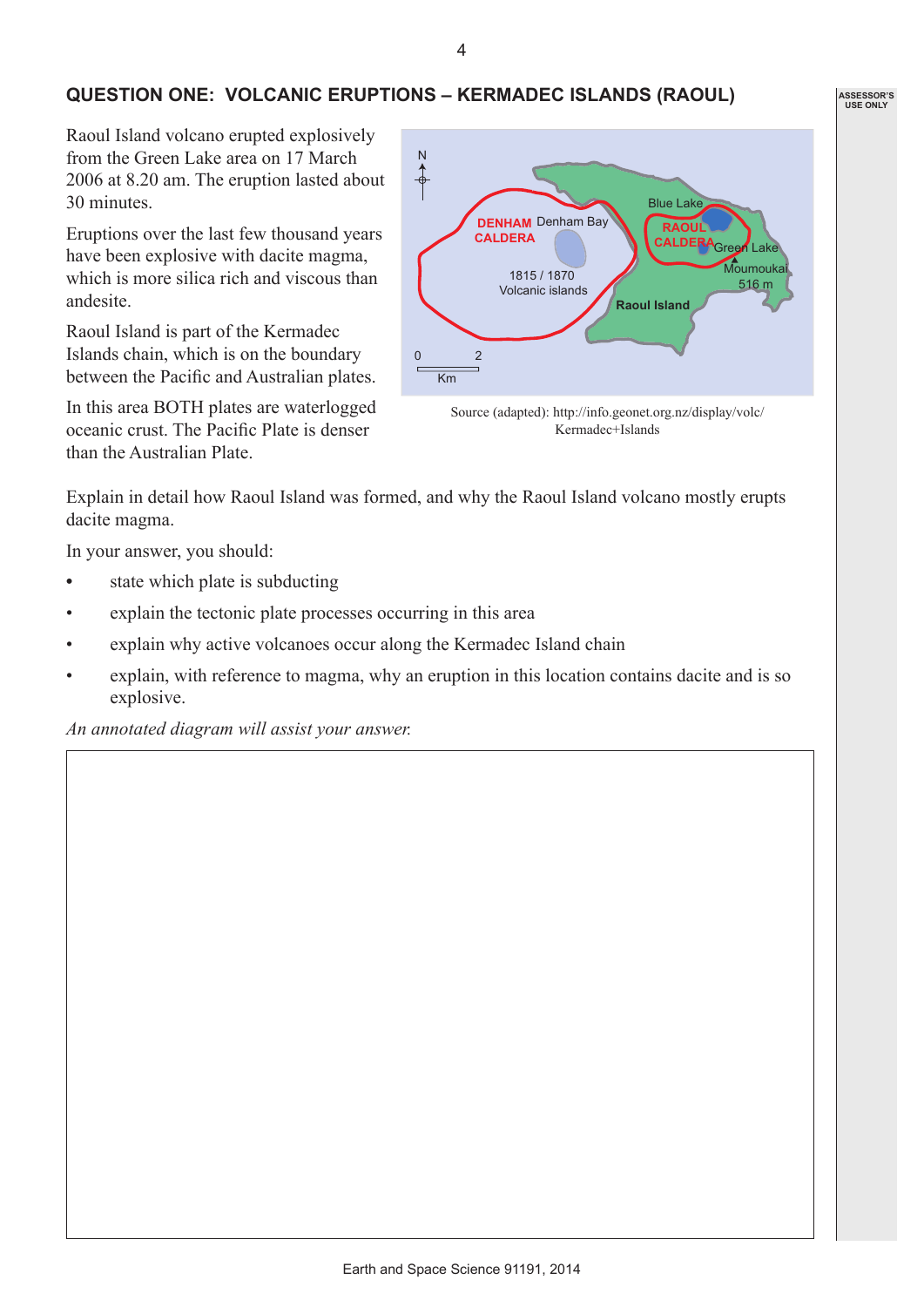## QUESTION ONE: VOLCANIC ERUPTIONS – KERMADEC ISLANDS (RAOUL)

Raoul Island volcano erupted explosively from the Green Lake area on 17 March 2006 at 8.20 am. The eruption lasted about 30 minutes.

Eruptions over the last few thousand years have been explosive with dacite magma, which is more silica rich and viscous than andesite.

Raoul Island is part of the Kermadec Islands chain, which is on the boundary between the Pacific and Australian plates.

In this area BOTH plates are waterlogged oceanic crust. The Pacific Plate is denser than the Australian Plate.

Source (adapted): http://info.geonet.org.nz/display/volc/Kermadec+Islands

Explain in detail how Raoul Island was formed, and why the Raoul Island volcano mostly erupts dacite magma.

In your answer, you should:

- state which plate is subducting
- explain the tectonic plate processes occurring in this area
- explain why active volcanoes occur along the Kermadec Island chain
- explain, with reference to magma, why an eruption in this location contains dacite and is so explosive.

*An annotated diagram will assist your answer.*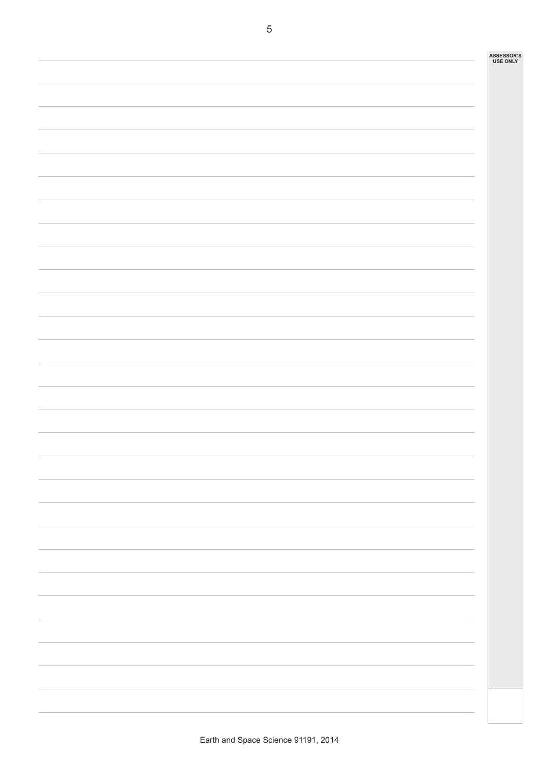ASSESSOR'S USE ONLY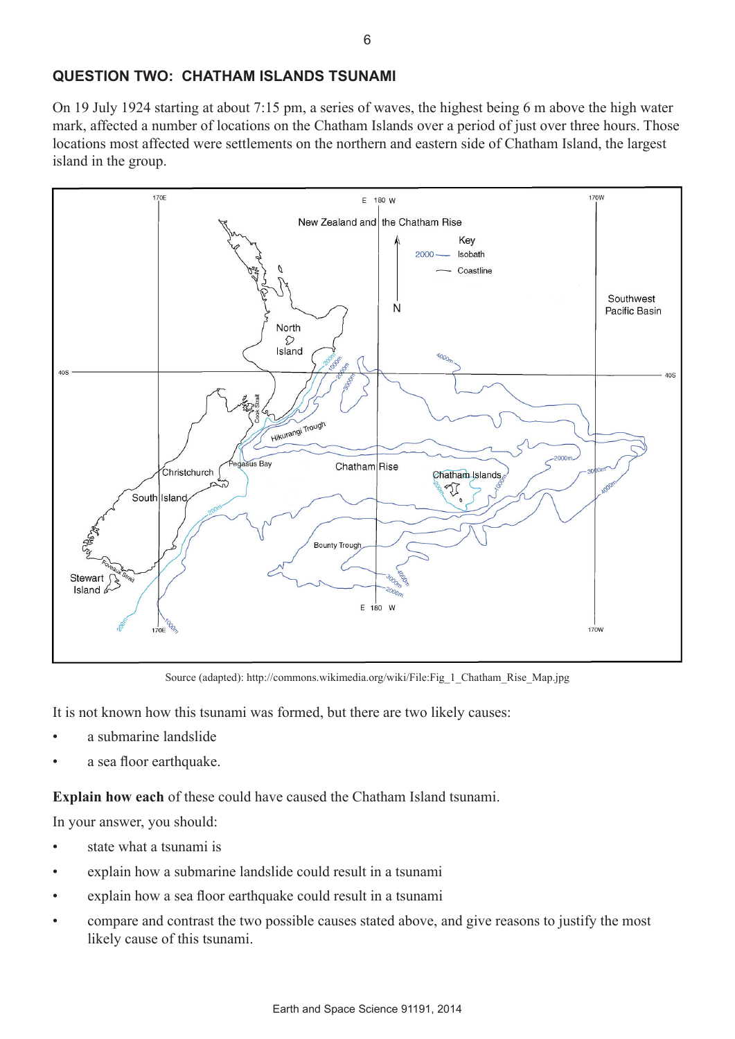## QUESTION TWO: CHATHAM ISLANDS TSUNAMI

On 19 July 1924 starting at about 7:15 pm, a series of waves, the highest being 6 m above the high water mark, affected a number of locations on the Chatham Islands over a period of just over three hours. Those locations most affected were settlements on the northern and eastern side of Chatham Island, the largest island in the group.

Source (adapted): http://commons.wikimedia.org/wiki/File:Fig_1_Chatham_Rise_Map.jpg

It is not known how this tsunami was formed, but there are two likely causes:

- a submarine landslide
- a sea floor earthquake.

**Explain how each** of these could have caused the Chatham Island tsunami.

In your answer, you should:

- state what a tsunami is
- explain how a submarine landslide could result in a tsunami
- explain how a sea floor earthquake could result in a tsunami
- compare and contrast the two possible causes stated above, and give reasons to justify the most likely cause of this tsunami.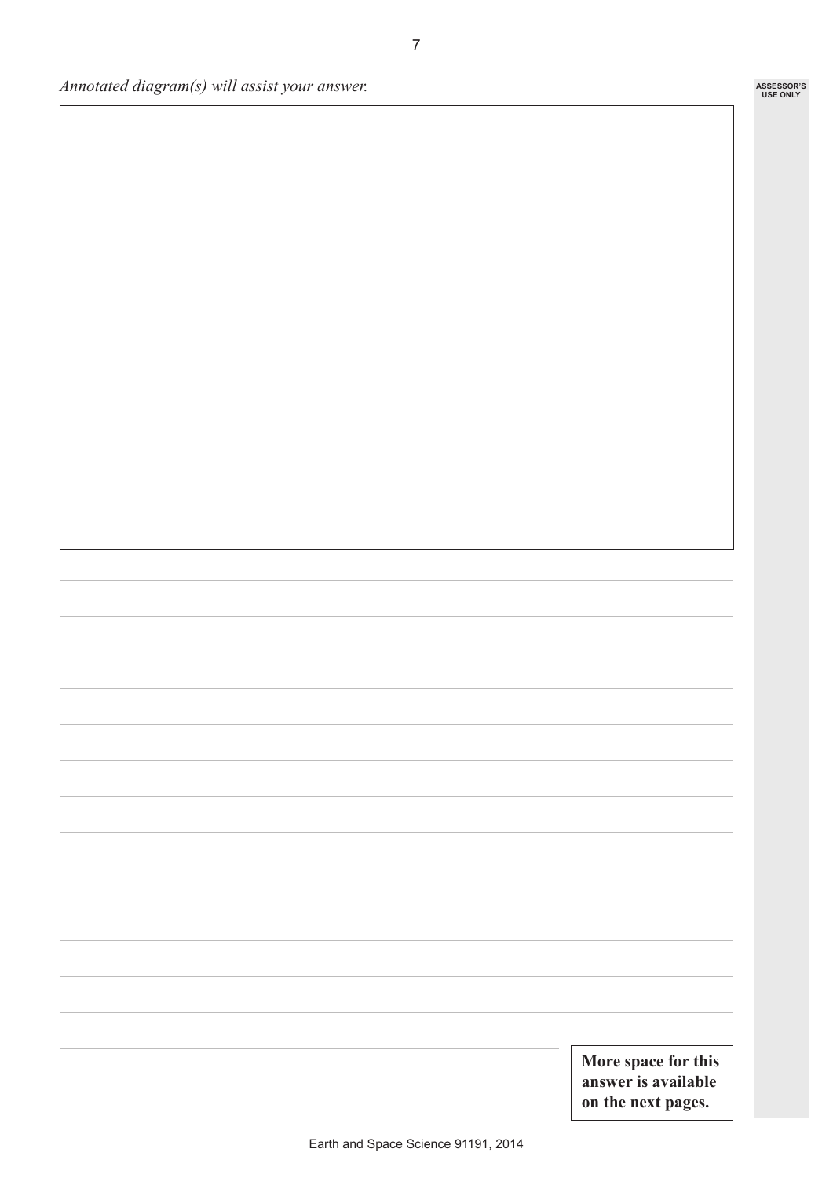*Annotated diagram(s) will assist your answer.*

**More space for this answer is available on the next pages.**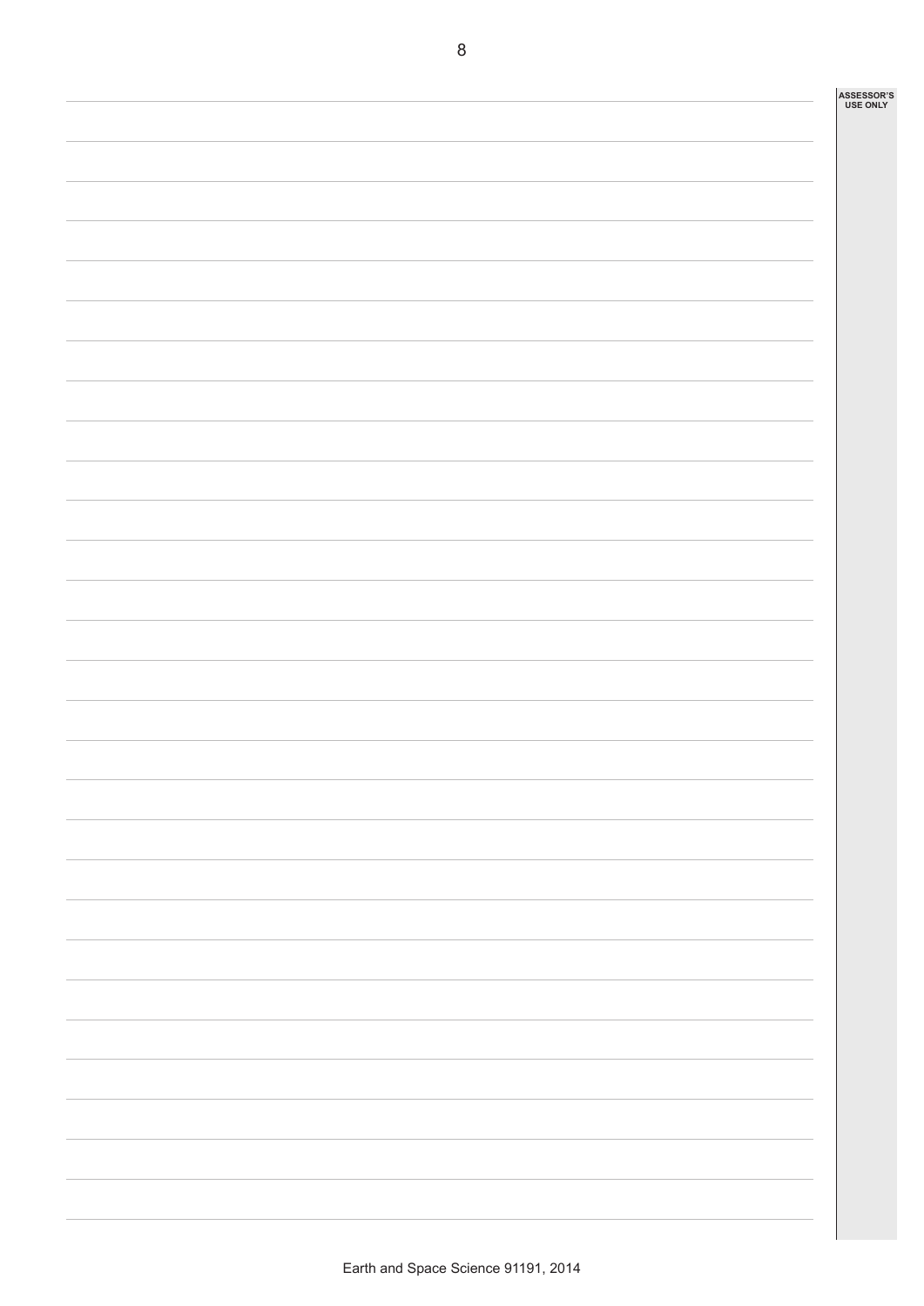ASSESSOR'S USE ONLY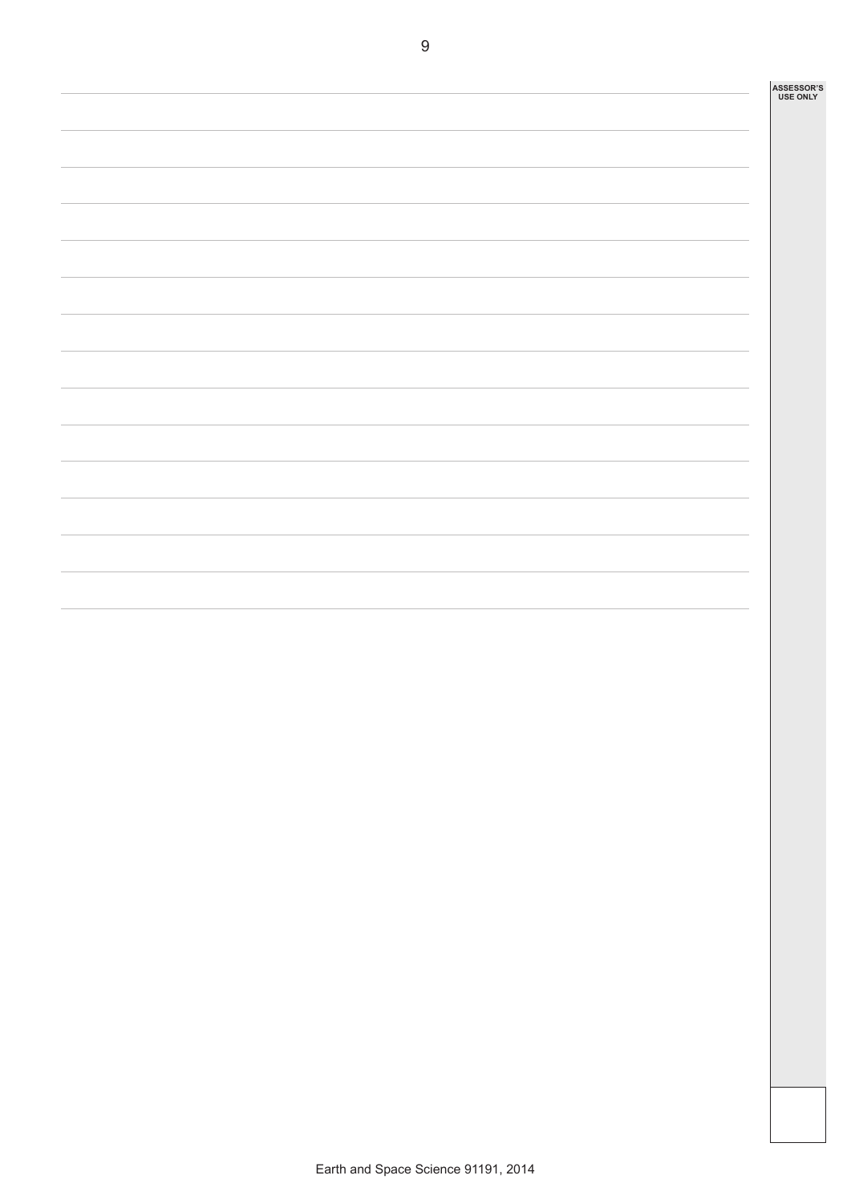ASSESSOR'S USE ONLY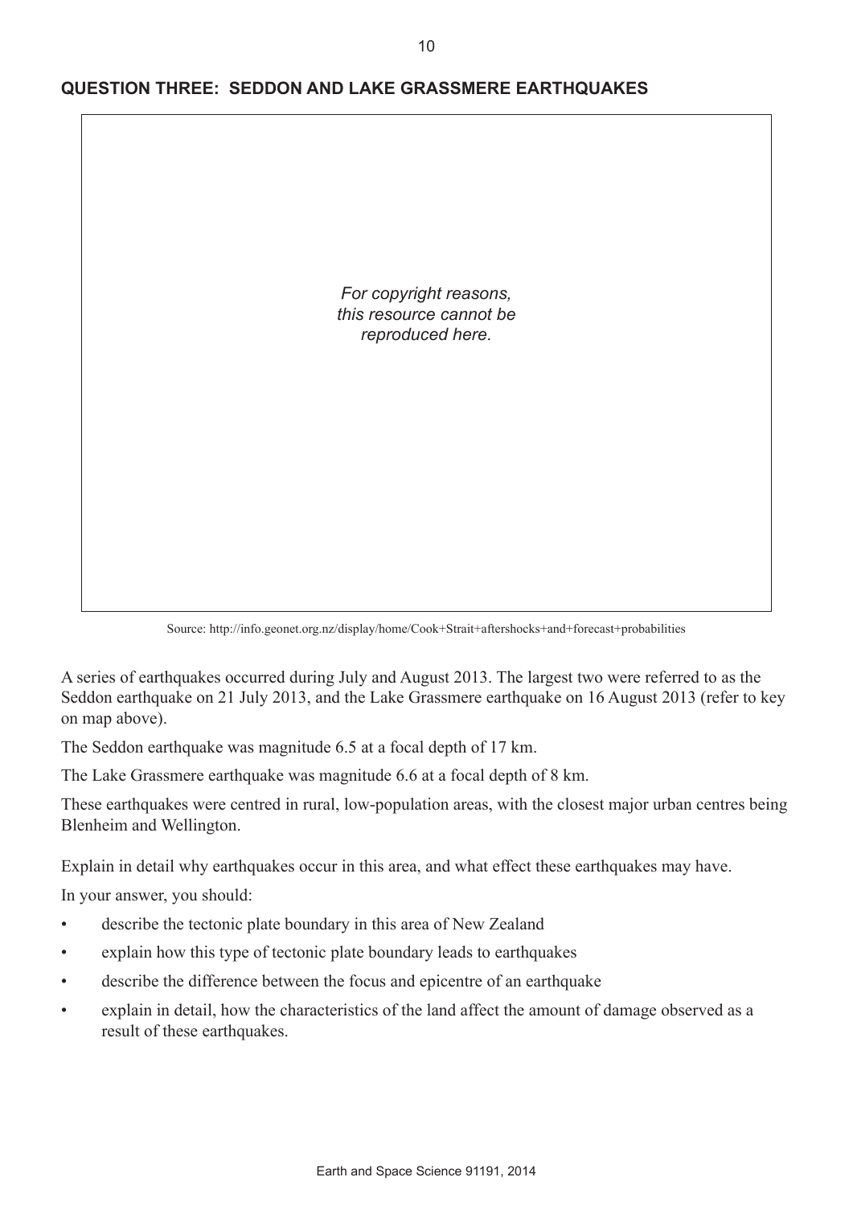## QUESTION THREE: SEDDON AND LAKE GRASSMERE EARTHQUAKES

*For copyright reasons, this resource cannot be reproduced here.*

Source: http://info.geonet.org.nz/display/home/Cook+Strait+aftershocks+and+forecast+probabilities

A series of earthquakes occurred during July and August 2013. The largest two were referred to as the Seddon earthquake on 21 July 2013, and the Lake Grassmere earthquake on 16 August 2013 (refer to key on map above).

The Seddon earthquake was magnitude 6.5 at a focal depth of 17 km.

The Lake Grassmere earthquake was magnitude 6.6 at a focal depth of 8 km.

These earthquakes were centred in rural, low-population areas, with the closest major urban centres being Blenheim and Wellington.

Explain in detail why earthquakes occur in this area, and what effect these earthquakes may have.

In your answer, you should:

- describe the tectonic plate boundary in this area of New Zealand
- explain how this type of tectonic plate boundary leads to earthquakes
- describe the difference between the focus and epicentre of an earthquake
- explain in detail, how the characteristics of the land affect the amount of damage observed as a result of these earthquakes.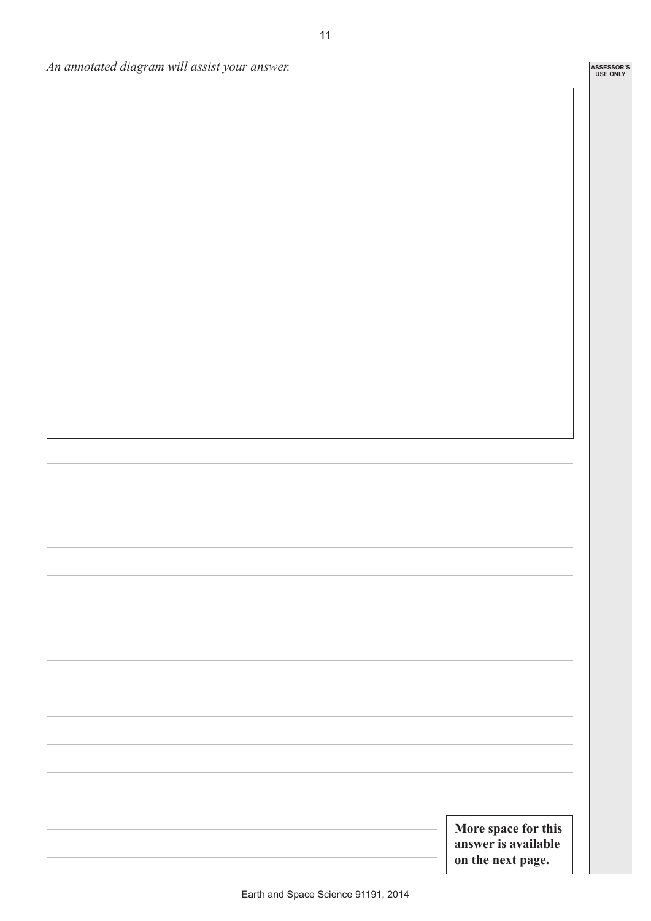*An annotated diagram will assist your answer.*

**More space for this answer is available on the next page.**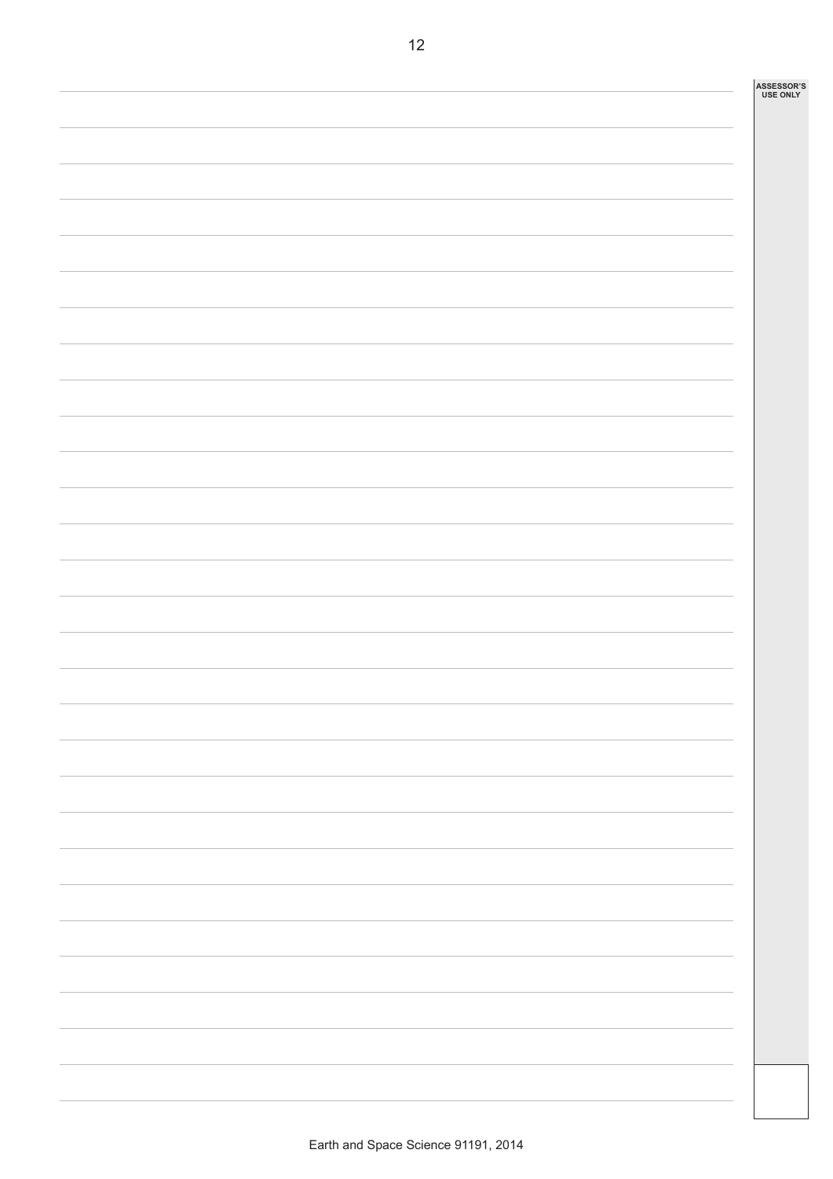ASSESSOR'S USE ONLY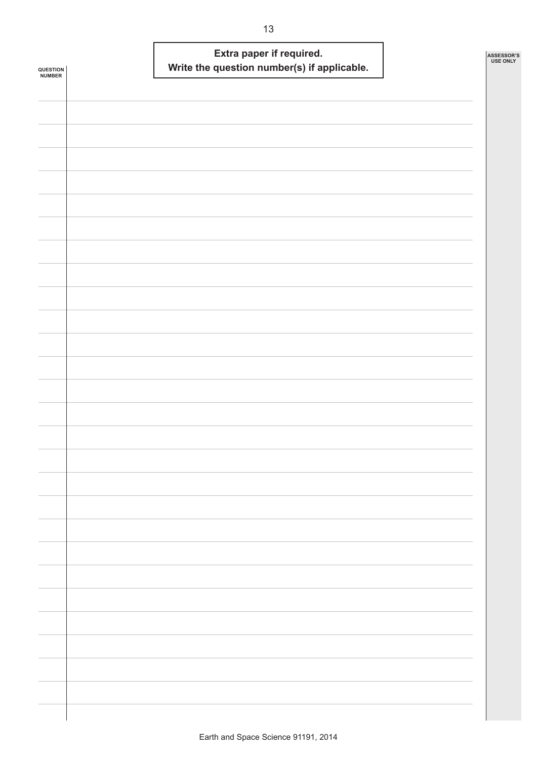**Extra paper if required.**
**Write the question number(s) if applicable.**

QUESTION NUMBER

ASSESSOR'S USE ONLY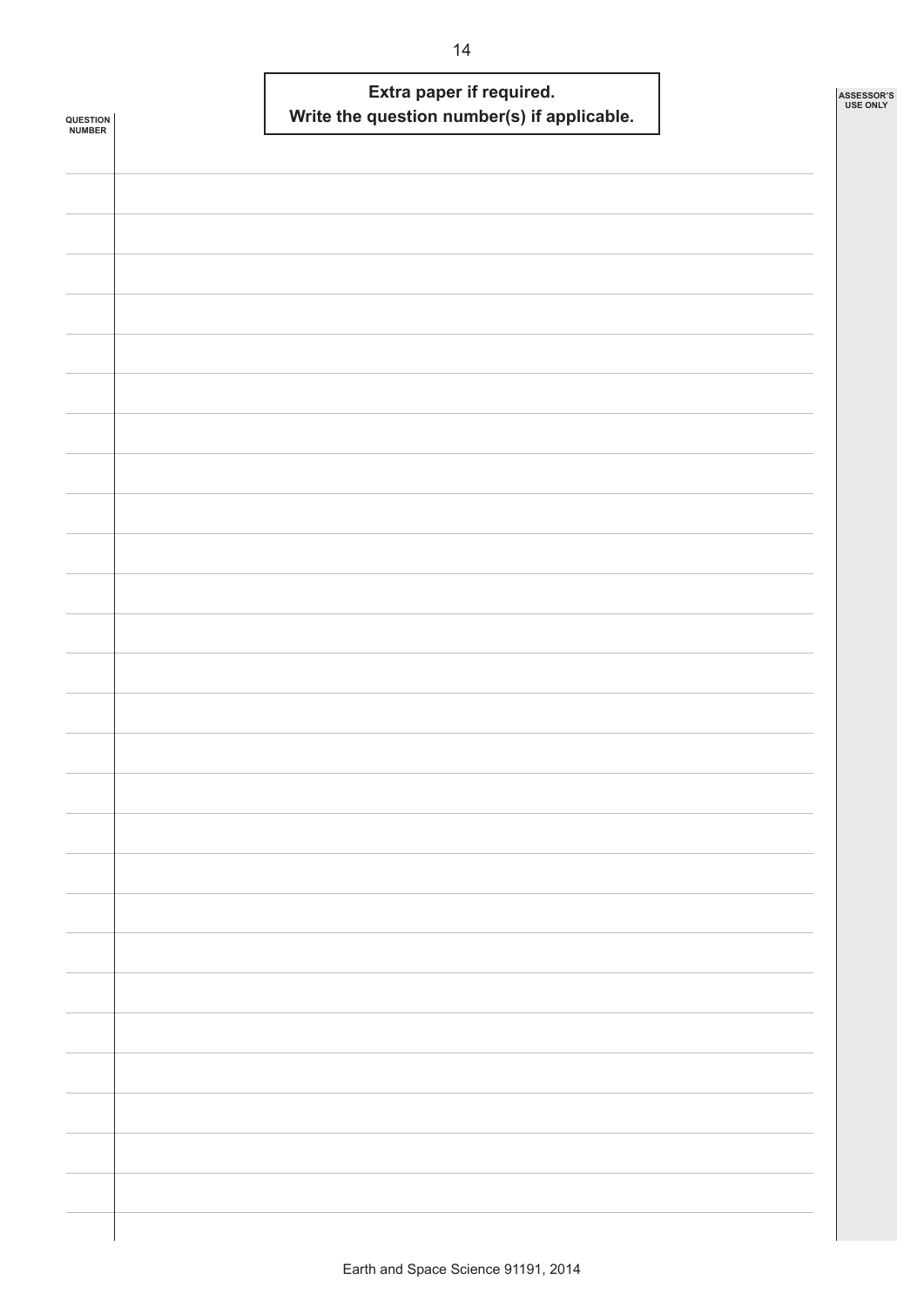**Extra paper if required.**
**Write the question number(s) if applicable.**

QUESTION NUMBER

ASSESSOR'S USE ONLY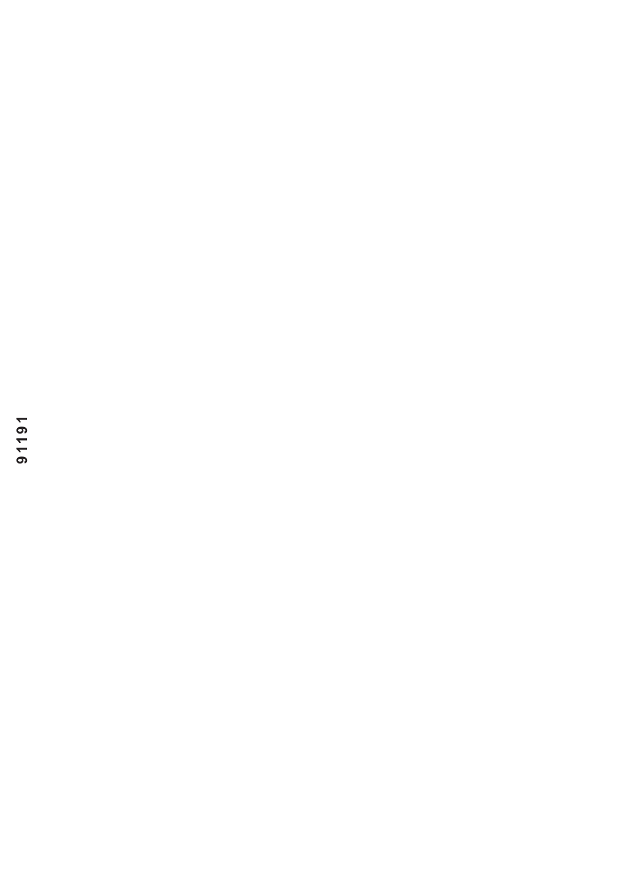91191